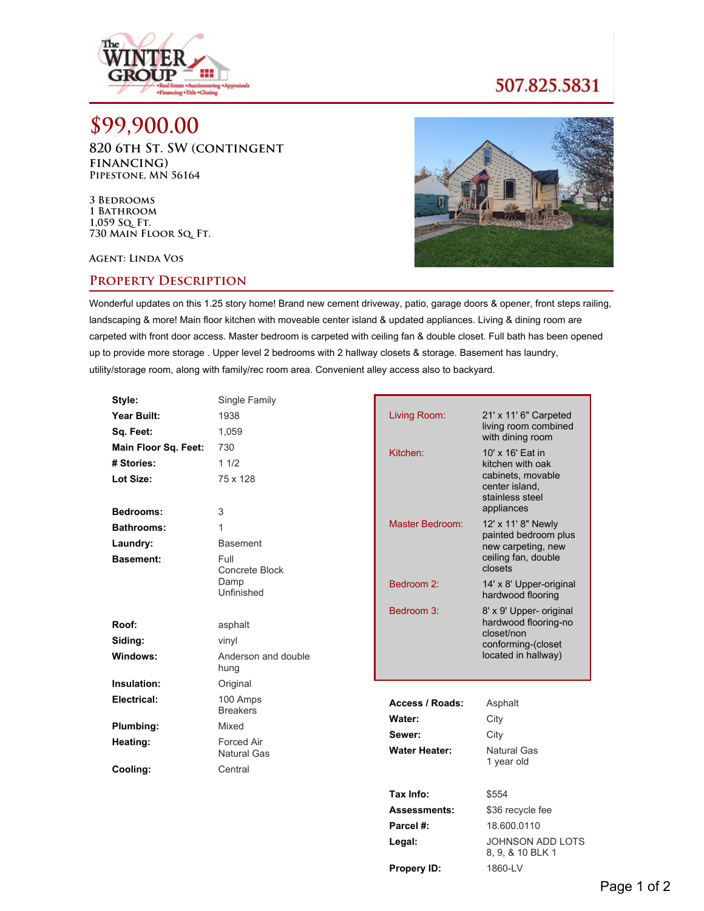The WINTER GROUP
•Real Estate •Auctioneering •Appraisals
•Financing •Title •Closing

507.825.5831

# $99,900.00

## 820 6th St. SW (Contingent Financing)
**Pipestone, MN 56164**

3 Bedrooms
1 Bathroom
1,059 Sq. Ft.
730 Main Floor Sq. Ft.

Agent: Linda Vos

## Property Description

Wonderful updates on this 1.25 story home! Brand new cement driveway, patio, garage doors & opener, front steps railing, landscaping & more! Main floor kitchen with moveable center island & updated appliances. Living & dining room are carpeted with front door access. Master bedroom is carpeted with ceiling fan & double closet. Full bath has been opened up to provide more storage . Upper level 2 bedrooms with 2 hallway closets & storage. Basement has laundry, utility/storage room, along with family/rec room area. Convenient alley access also to backyard.

| | |
|---|---|
| **Style:** | Single Family |
| **Year Built:** | 1938 |
| **Sq. Feet:** | 1,059 |
| **Main Floor Sq. Feet:** | 730 |
| **# Stories:** | 1 1/2 |
| **Lot Size:** | 75 x 128 |
| **Bedrooms:** | 3 |
| **Bathrooms:** | 1 |
| **Laundry:** | Basement |
| **Basement:** | Full<br>Concrete Block<br>Damp<br>Unfinished |
| **Roof:** | asphalt |
| **Siding:** | vinyl |
| **Windows:** | Anderson and double hung |
| **Insulation:** | Original |
| **Electrical:** | 100 Amps<br>Breakers |
| **Plumbing:** | Mixed |
| **Heating:** | Forced Air<br>Natural Gas |
| **Cooling:** | Central |

| | |
|---|---|
| Living Room: | 21' x 11' 6" Carpeted living room combined with dining room |
| Kitchen: | 10' x 16' Eat in kitchen with oak cabinets, movable center island, stainless steel appliances |
| Master Bedroom: | 12' x 11' 8" Newly painted bedroom plus new carpeting, new ceiling fan, double closets |
| Bedroom 2: | 14' x 8' Upper-original hardwood flooring |
| Bedroom 3: | 8' x 9' Upper- original hardwood flooring-no closet/non conforming-(closet located in hallway) |

| | |
|---|---|
| **Access / Roads:** | Asphalt |
| **Water:** | City |
| **Sewer:** | City |
| **Water Heater:** | Natural Gas<br>1 year old |
| **Tax Info:** | $554 |
| **Assessments:** | $36 recycle fee |
| **Parcel #:** | 18.600.0110 |
| **Legal:** | JOHNSON ADD LOTS 8, 9, & 10 BLK 1 |
| **Propery ID:** | 1860-LV |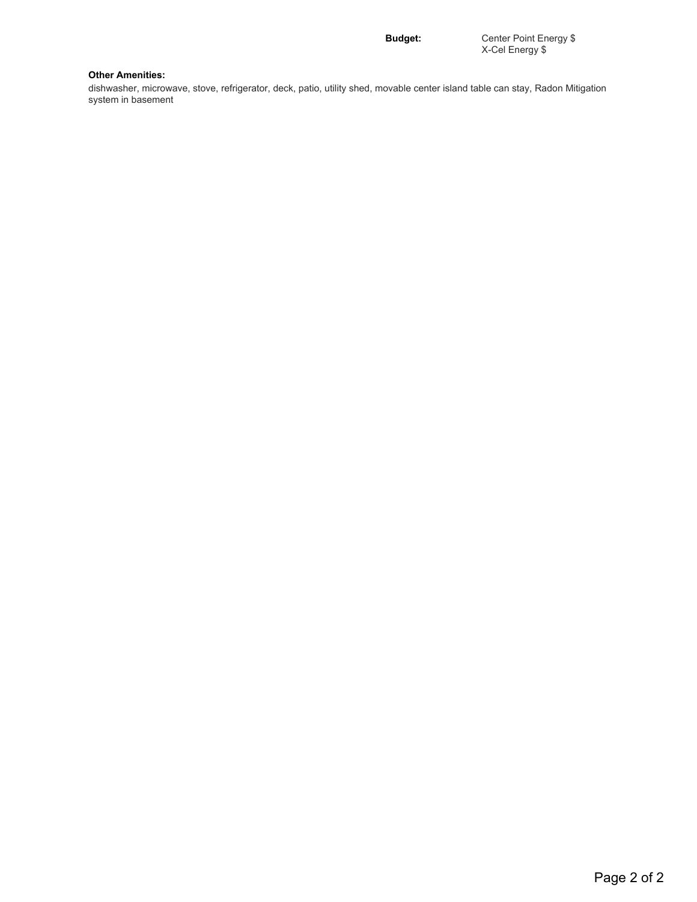**Budget:** Center Point Energy $
X-Cel Energy $

**Other Amenities:**

dishwasher, microwave, stove, refrigerator, deck, patio, utility shed, movable center island table can stay, Radon Mitigation system in basement